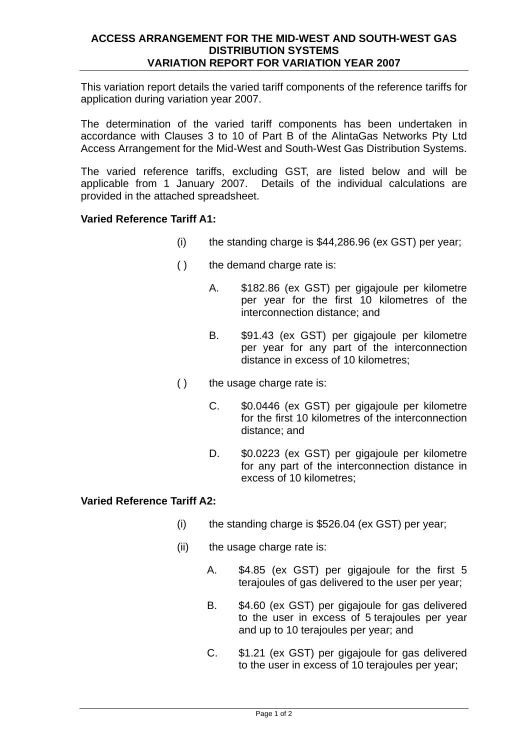# ACCESS ARRANGEMENT FOR THE MID-WEST AND SOUTH-WEST GAS DISTRIBUTION SYSTEMS
## VARIATION REPORT FOR VARIATION YEAR 2007

This variation report details the varied tariff components of the reference tariffs for application during variation year 2007.

The determination of the varied tariff components has been undertaken in accordance with Clauses 3 to 10 of Part B of the AlintaGas Networks Pty Ltd Access Arrangement for the Mid-West and South-West Gas Distribution Systems.

The varied reference tariffs, excluding GST, are listed below and will be applicable from 1 January 2007. Details of the individual calculations are provided in the attached spreadsheet.

**Varied Reference Tariff A1:**

(i) the standing charge is $44,286.96 (ex GST) per year;

( ) the demand charge rate is:

A. $182.86 (ex GST) per gigajoule per kilometre per year for the first 10 kilometres of the interconnection distance; and

B. $91.43 (ex GST) per gigajoule per kilometre per year for any part of the interconnection distance in excess of 10 kilometres;

( ) the usage charge rate is:

C. $0.0446 (ex GST) per gigajoule per kilometre for the first 10 kilometres of the interconnection distance; and

D. $0.0223 (ex GST) per gigajoule per kilometre for any part of the interconnection distance in excess of 10 kilometres;

**Varied Reference Tariff A2:**

(i) the standing charge is $526.04 (ex GST) per year;

(ii) the usage charge rate is:

A. $4.85 (ex GST) per gigajoule for the first 5 terajoules of gas delivered to the user per year;

B. $4.60 (ex GST) per gigajoule for gas delivered to the user in excess of 5 terajoules per year and up to 10 terajoules per year; and

C. $1.21 (ex GST) per gigajoule for gas delivered to the user in excess of 10 terajoules per year;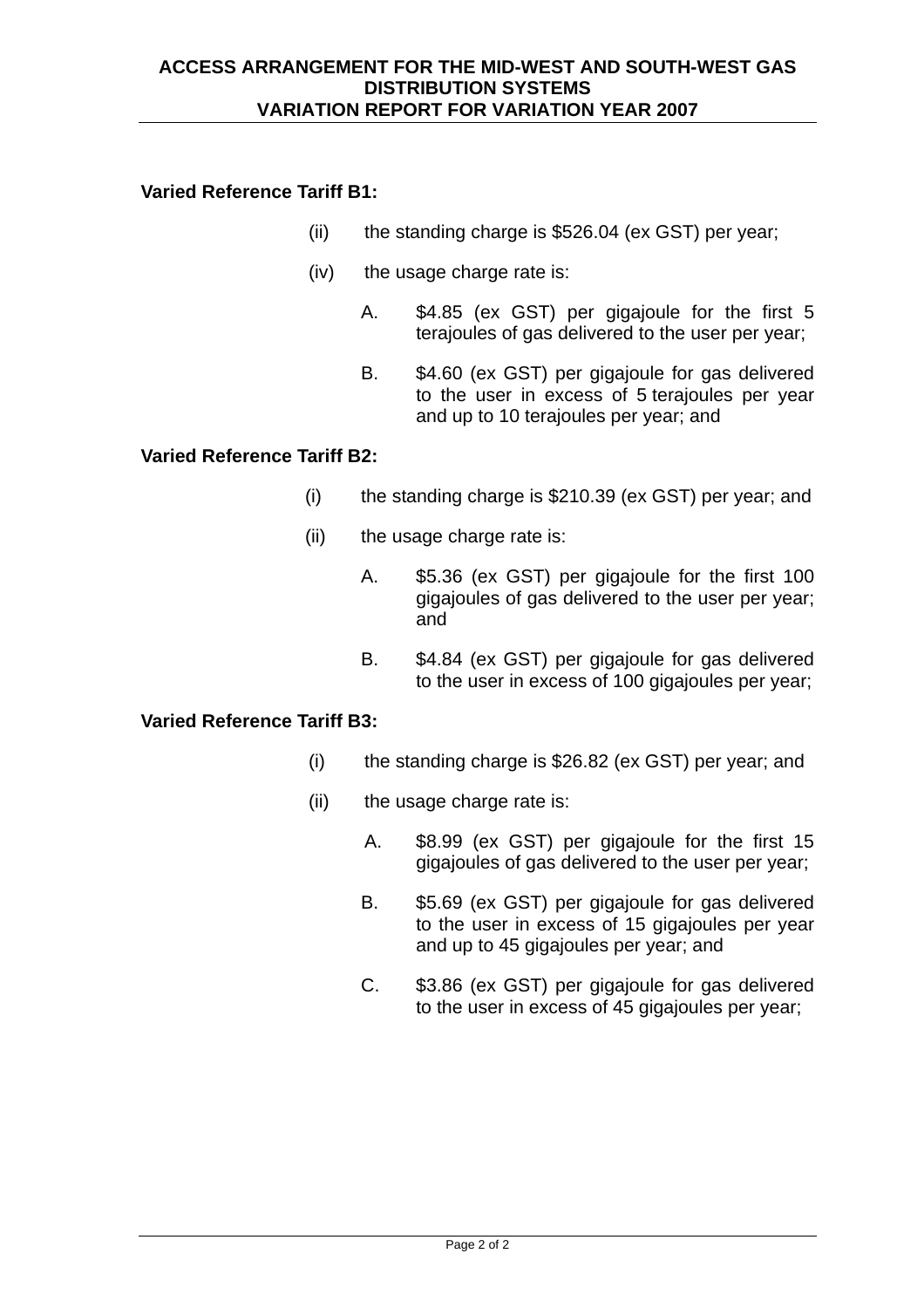**Varied Reference Tariff B1:**

(ii) the standing charge is $526.04 (ex GST) per year;

(iv) the usage charge rate is:

A. $4.85 (ex GST) per gigajoule for the first 5 terajoules of gas delivered to the user per year;

B. $4.60 (ex GST) per gigajoule for gas delivered to the user in excess of 5 terajoules per year and up to 10 terajoules per year; and

**Varied Reference Tariff B2:**

(i) the standing charge is $210.39 (ex GST) per year; and

(ii) the usage charge rate is:

A. $5.36 (ex GST) per gigajoule for the first 100 gigajoules of gas delivered to the user per year; and

B. $4.84 (ex GST) per gigajoule for gas delivered to the user in excess of 100 gigajoules per year;

**Varied Reference Tariff B3:**

(i) the standing charge is $26.82 (ex GST) per year; and

(ii) the usage charge rate is:

A. $8.99 (ex GST) per gigajoule for the first 15 gigajoules of gas delivered to the user per year;

B. $5.69 (ex GST) per gigajoule for gas delivered to the user in excess of 15 gigajoules per year and up to 45 gigajoules per year; and

C. $3.86 (ex GST) per gigajoule for gas delivered to the user in excess of 45 gigajoules per year;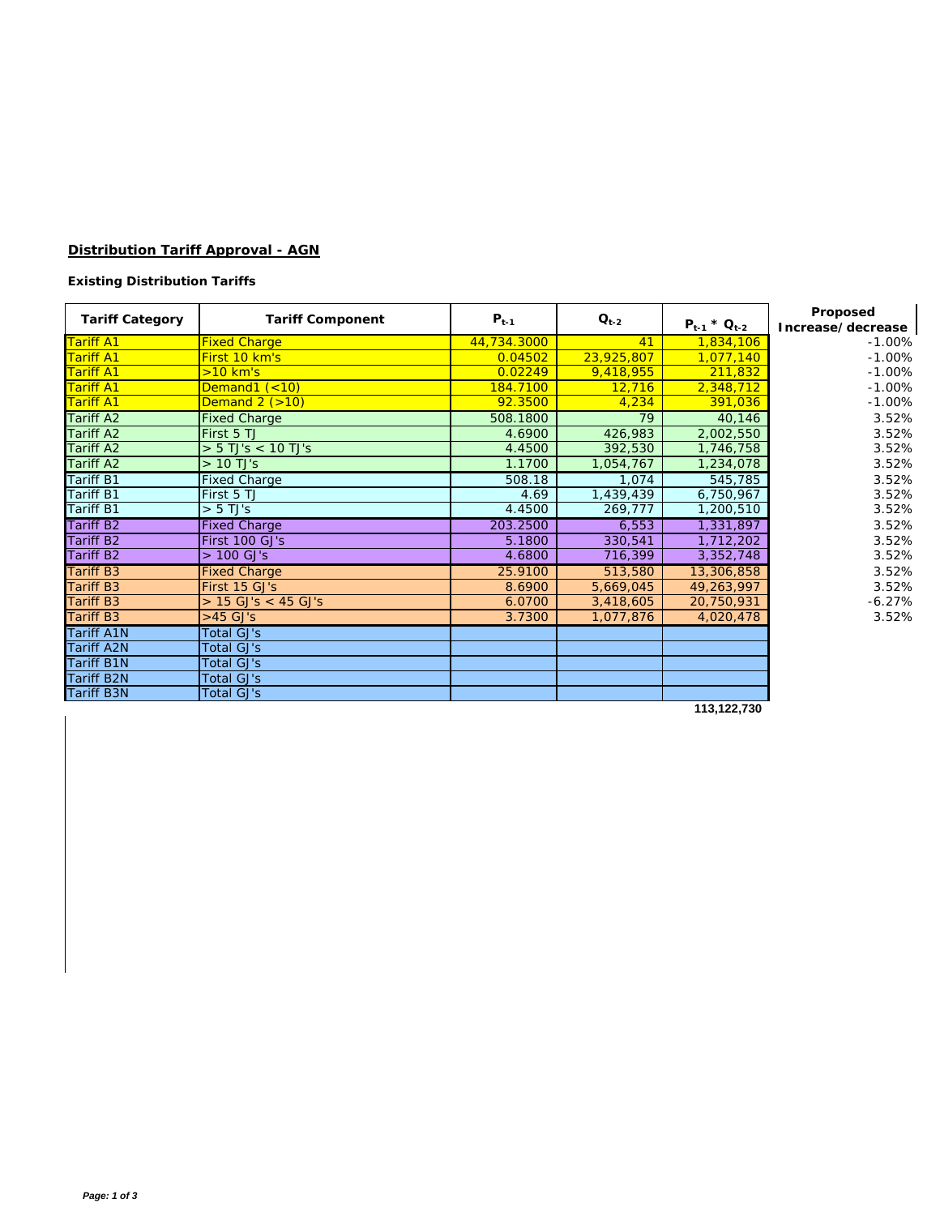**Distribution Tariff Approval - AGN**

**Existing Distribution Tariffs**

| Tariff Category | Tariff Component | $P_{t-1}$ | $Q_{t-2}$ | $P_{t-1} * Q_{t-2}$ | Proposed Increase/decrease |
|---|---|---|---|---|---|
| Tariff A1 | Fixed Charge | 44,734.3000 | 41 | 1,834,106 | -1.00% |
| Tariff A1 | First 10 km's | 0.04502 | 23,925,807 | 1,077,140 | -1.00% |
| Tariff A1 | >10 km's | 0.02249 | 9,418,955 | 211,832 | -1.00% |
| Tariff A1 | Demand1 (<10) | 184.7100 | 12,716 | 2,348,712 | -1.00% |
| Tariff A1 | Demand 2 (>10) | 92.3500 | 4,234 | 391,036 | -1.00% |
| Tariff A2 | Fixed Charge | 508.1800 | 79 | 40,146 | 3.52% |
| Tariff A2 | First 5 TJ | 4.6900 | 426,983 | 2,002,550 | 3.52% |
| Tariff A2 | > 5 TJ's < 10 TJ's | 4.4500 | 392,530 | 1,746,758 | 3.52% |
| Tariff A2 | > 10 TJ's | 1.1700 | 1,054,767 | 1,234,078 | 3.52% |
| Tariff B1 | Fixed Charge | 508.18 | 1,074 | 545,785 | 3.52% |
| Tariff B1 | First 5 TJ | 4.69 | 1,439,439 | 6,750,967 | 3.52% |
| Tariff B1 | > 5 TJ's | 4.4500 | 269,777 | 1,200,510 | 3.52% |
| Tariff B2 | Fixed Charge | 203.2500 | 6,553 | 1,331,897 | 3.52% |
| Tariff B2 | First 100 GJ's | 5.1800 | 330,541 | 1,712,202 | 3.52% |
| Tariff B2 | > 100 GJ's | 4.6800 | 716,399 | 3,352,748 | 3.52% |
| Tariff B3 | Fixed Charge | 25.9100 | 513,580 | 13,306,858 | 3.52% |
| Tariff B3 | First 15 GJ's | 8.6900 | 5,669,045 | 49,263,997 | 3.52% |
| Tariff B3 | > 15 GJ's < 45 GJ's | 6.0700 | 3,418,605 | 20,750,931 | -6.27% |
| Tariff B3 | >45 GJ's | 3.7300 | 1,077,876 | 4,020,478 | 3.52% |
| Tariff A1N | Total GJ's | | | | |
| Tariff A2N | Total GJ's | | | | |
| Tariff B1N | Total GJ's | | | | |
| Tariff B2N | Total GJ's | | | | |
| Tariff B3N | Total GJ's | | | | |
| | | | | 113,122,730 | |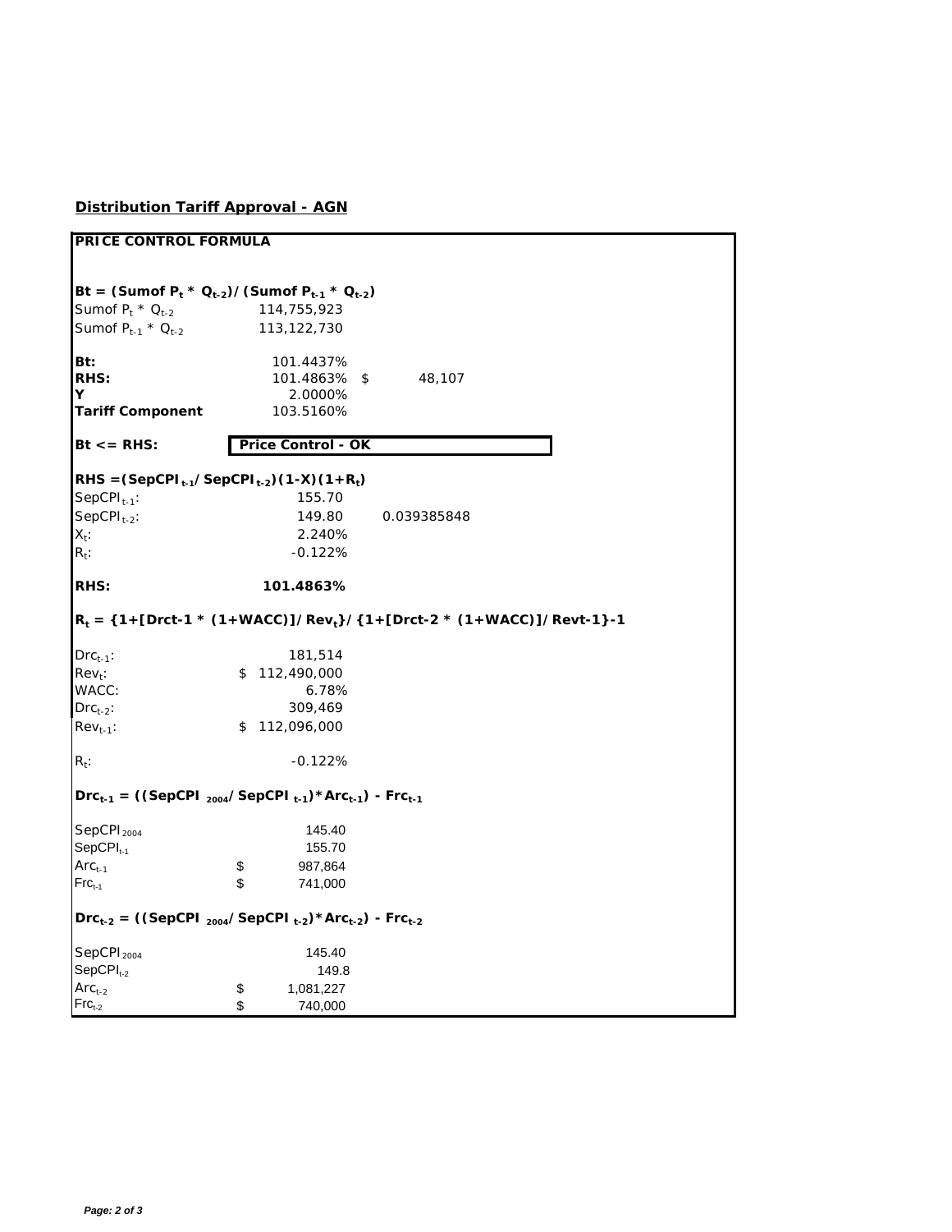## Distribution Tariff Approval - AGN

**PRICE CONTROL FORMULA**

**$B_t$ = (Sumof $P_t$ * $Q_{t-2}$)/(Sumof $P_{t-1}$ * $Q_{t-2}$)**

| | | |
|---|---|---|
| Sumof $P_t$ * $Q_{t-2}$ | 114,755,923 | |
| Sumof $P_{t-1}$ * $Q_{t-2}$ | 113,122,730 | |
| **Bt:** | 101.4437% | |
| **RHS:** | 101.4863% | $ 48,107 |
| **Y** | 2.0000% | |
| **Tariff Component** | 103.5160% | |

**Bt <= RHS:** **Price Control - OK**

**RHS =($SepCPI_{t-1}$/$SepCPI_{t-2}$)(1-X)(1+$R_t$)**

| | | |
|---|---|---|
| $SepCPI_{t-1}$: | 155.70 | |
| $SepCPI_{t-2}$: | 149.80 | 0.039385848 |
| $X_t$: | 2.240% | |
| $R_t$: | -0.122% | |

**RHS:** **101.4863%**

**$R_t$ = {1+[Drct-1 * (1+WACC)]/$Rev_t$}/{1+[Drct-2 * (1+WACC)]/Revt-1}-1**

| | |
|---|---|
| $Drc_{t-1}$: | 181,514 |
| $Rev_t$: | $ 112,490,000 |
| WACC: | 6.78% |
| $Drc_{t-2}$: | 309,469 |
| $Rev_{t-1}$: | $ 112,096,000 |
| $R_t$: | -0.122% |

**$Drc_{t-1}$ = ((SepCPI $_{2004}$/ SepCPI $_{t-1}$)*$Arc_{t-1}$) - $Frc_{t-1}$**

| | |
|---|---|
| $SepCPI_{2004}$ | 145.40 |
| $SepCPI_{t-1}$ | 155.70 |
| $Arc_{t-1}$ | $ 987,864 |
| $Frc_{t-1}$ | $ 741,000 |

**$Drc_{t-2}$ = ((SepCPI $_{2004}$/ SepCPI $_{t-2}$)*$Arc_{t-2}$) - $Frc_{t-2}$**

| | |
|---|---|
| $SepCPI_{2004}$ | 145.40 |
| $SepCPI_{t-2}$ | 149.8 |
| $Arc_{t-2}$ | $ 1,081,227 |
| $Frc_{t-2}$ | $ 740,000 |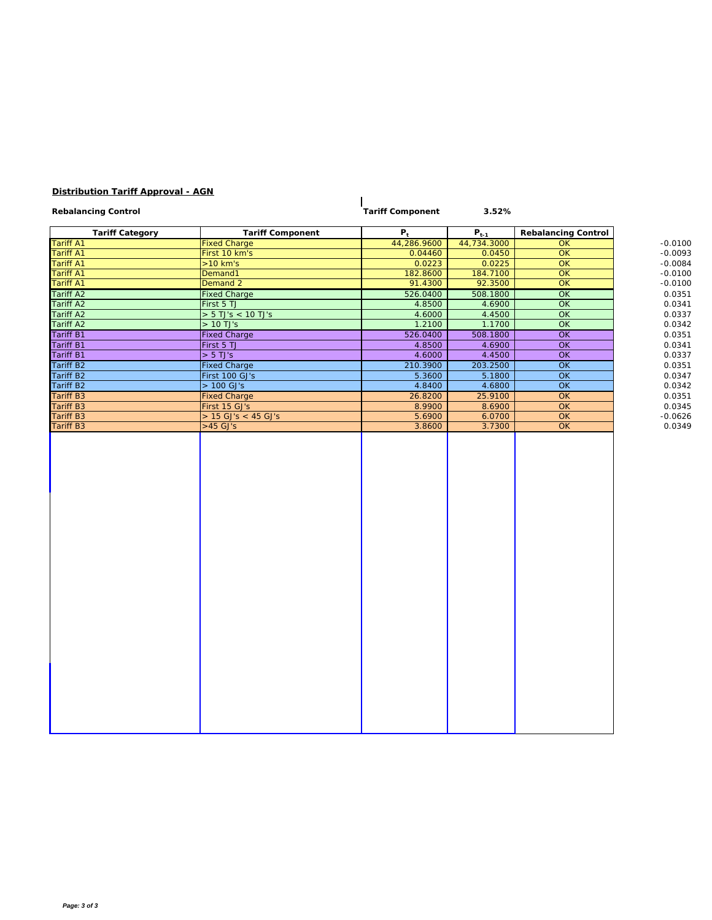## Distribution Tariff Approval - AGN

**Rebalancing Control** **Tariff Component** **3.52%**

| Tariff Category | Tariff Component | $P_t$ | $P_{t-1}$ | Rebalancing Control | |
|---|---|---|---|---|---|
| Tariff A1 | Fixed Charge | 44,286.9600 | 44,734.3000 | OK | -0.0100 |
| Tariff A1 | First 10 km's | 0.04460 | 0.0450 | OK | -0.0093 |
| Tariff A1 | >10 km's | 0.0223 | 0.0225 | OK | -0.0084 |
| Tariff A1 | Demand1 | 182.8600 | 184.7100 | OK | -0.0100 |
| Tariff A1 | Demand 2 | 91.4300 | 92.3500 | OK | -0.0100 |
| Tariff A2 | Fixed Charge | 526.0400 | 508.1800 | OK | 0.0351 |
| Tariff A2 | First 5 TJ | 4.8500 | 4.6900 | OK | 0.0341 |
| Tariff A2 | > 5 TJ's < 10 TJ's | 4.6000 | 4.4500 | OK | 0.0337 |
| Tariff A2 | > 10 TJ's | 1.2100 | 1.1700 | OK | 0.0342 |
| Tariff B1 | Fixed Charge | 526.0400 | 508.1800 | OK | 0.0351 |
| Tariff B1 | First 5 TJ | 4.8500 | 4.6900 | OK | 0.0341 |
| Tariff B1 | > 5 TJ's | 4.6000 | 4.4500 | OK | 0.0337 |
| Tariff B2 | Fixed Charge | 210.3900 | 203.2500 | OK | 0.0351 |
| Tariff B2 | First 100 GJ's | 5.3600 | 5.1800 | OK | 0.0347 |
| Tariff B2 | > 100 GJ's | 4.8400 | 4.6800 | OK | 0.0342 |
| Tariff B3 | Fixed Charge | 26.8200 | 25.9100 | OK | 0.0351 |
| Tariff B3 | First 15 GJ's | 8.9900 | 8.6900 | OK | 0.0345 |
| Tariff B3 | > 15 GJ's < 45 GJ's | 5.6900 | 6.0700 | OK | -0.0626 |
| Tariff B3 | >45 GJ's | 3.8600 | 3.7300 | OK | 0.0349 |